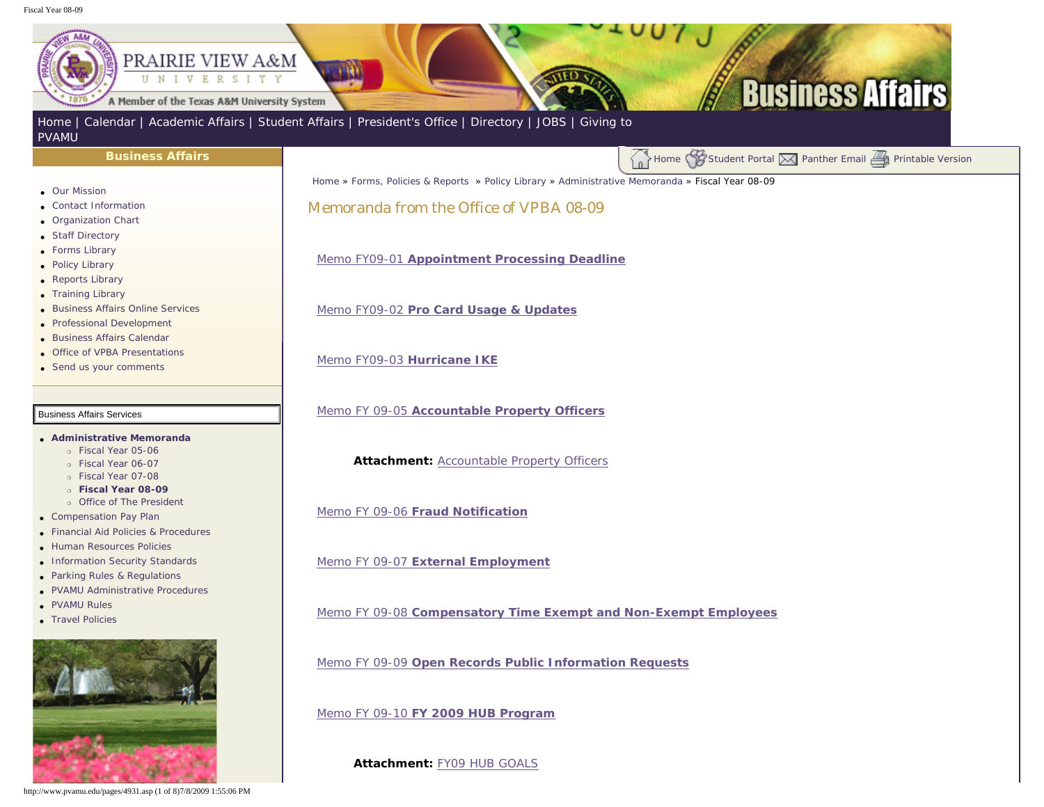Home | Calendar | Academic Affairs | Student Affairs | President's Office | Directory | JOBS | Giving to PVAMU

**Business Affairs**

- Our Mission
- Contact Information
- Organization Chart
- Staff Directory
- Forms Library
- Policy Library
- Reports Library
- Training Library
- Business Affairs Online Services
- Professional Development
- Business Affairs Calendar
- Office of VPBA Presentations
- Send us your comments

Business Affairs Services

- **Administrative Memoranda**
  - Fiscal Year 05-06
  - Fiscal Year 06-07
  - Fiscal Year 07-08
  - **Fiscal Year 08-09**
  - Office of The President
- Compensation Pay Plan
- Financial Aid Policies & Procedures
- Human Resources Policies
- Information Security Standards
- Parking Rules & Regulations
- PVAMU Administrative Procedures
- PVAMU Rules
- Travel Policies

Home | Student Portal | Panther Email | Printable Version

Home » Forms, Policies & Reports » Policy Library » Administrative Memoranda » Fiscal Year 08-09

## Memoranda from the Office of VPBA 08-09

Memo FY09-01 **Appointment Processing Deadline**

Memo FY09-02 **Pro Card Usage & Updates**

Memo FY09-03 **Hurricane IKE**

Memo FY 09-05 **Accountable Property Officers**

**Attachment:** Accountable Property Officers

Memo FY 09-06 **Fraud Notification**

Memo FY 09-07 **External Employment**

Memo FY 09-08 **Compensatory Time Exempt and Non-Exempt Employees**

Memo FY 09-09 **Open Records Public Information Requests**

Memo FY 09-10 **FY 2009 HUB Program**

**Attachment:** FY09 HUB GOALS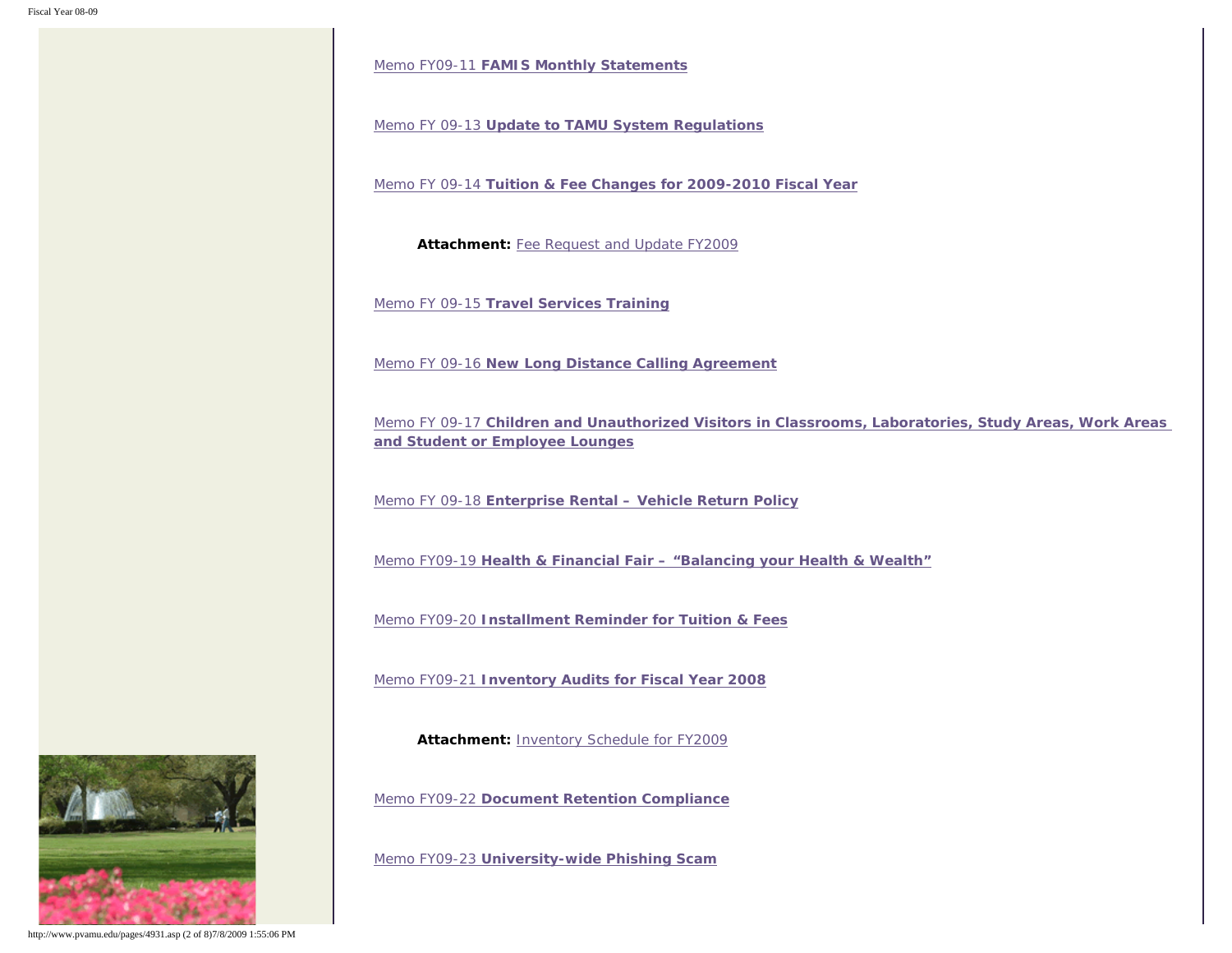Memo FY09-11 **FAMIS Monthly Statements**

Memo FY 09-13 **Update to TAMU System Regulations**

Memo FY 09-14 **Tuition & Fee Changes for 2009-2010 Fiscal Year**

**Attachment:** Fee Request and Update FY2009

Memo FY 09-15 **Travel Services Training**

Memo FY 09-16 **New Long Distance Calling Agreement**

Memo FY 09-17 **Children and Unauthorized Visitors in Classrooms, Laboratories, Study Areas, Work Areas and Student or Employee Lounges**

Memo FY 09-18 **Enterprise Rental – Vehicle Return Policy**

Memo FY09-19 **Health & Financial Fair – "Balancing your Health & Wealth"**

Memo FY09-20 **Installment Reminder for Tuition & Fees**

Memo FY09-21 **Inventory Audits for Fiscal Year 2008**

**Attachment:** Inventory Schedule for FY2009

Memo FY09-22 **Document Retention Compliance**

Memo FY09-23 **University-wide Phishing Scam**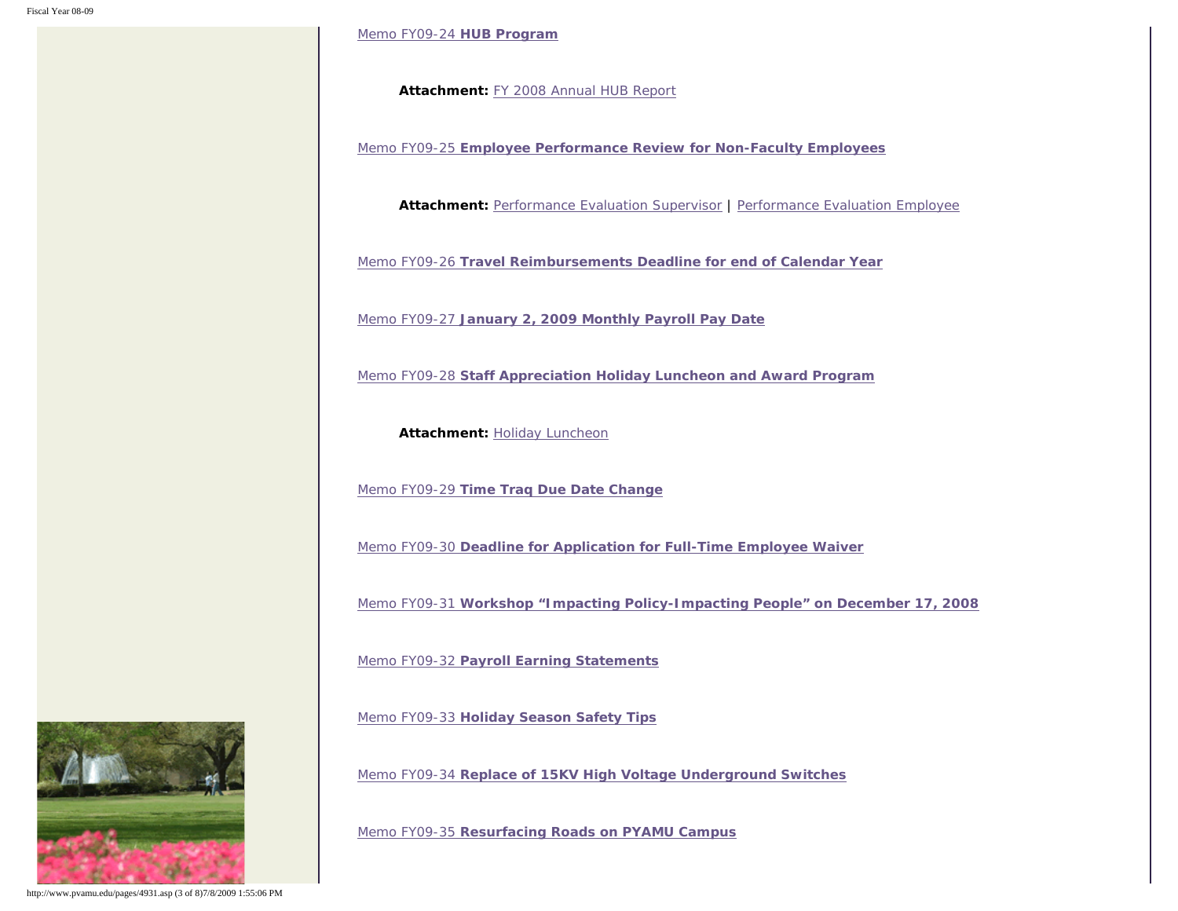Memo FY09-24 **HUB Program**

**Attachment:** FY 2008 Annual HUB Report

Memo FY09-25 **Employee Performance Review for Non-Faculty Employees**

**Attachment:** Performance Evaluation Supervisor | Performance Evaluation Employee

Memo FY09-26 **Travel Reimbursements Deadline for end of Calendar Year**

Memo FY09-27 **January 2, 2009 Monthly Payroll Pay Date**

Memo FY09-28 **Staff Appreciation Holiday Luncheon and Award Program**

**Attachment:** Holiday Luncheon

Memo FY09-29 **Time Traq Due Date Change**

Memo FY09-30 **Deadline for Application for Full-Time Employee Waiver**

Memo FY09-31 **Workshop "Impacting Policy-Impacting People" on December 17, 2008**

Memo FY09-32 **Payroll Earning Statements**

Memo FY09-33 **Holiday Season Safety Tips**

Memo FY09-34 **Replace of 15KV High Voltage Underground Switches**

Memo FY09-35 **Resurfacing Roads on PYAMU Campus**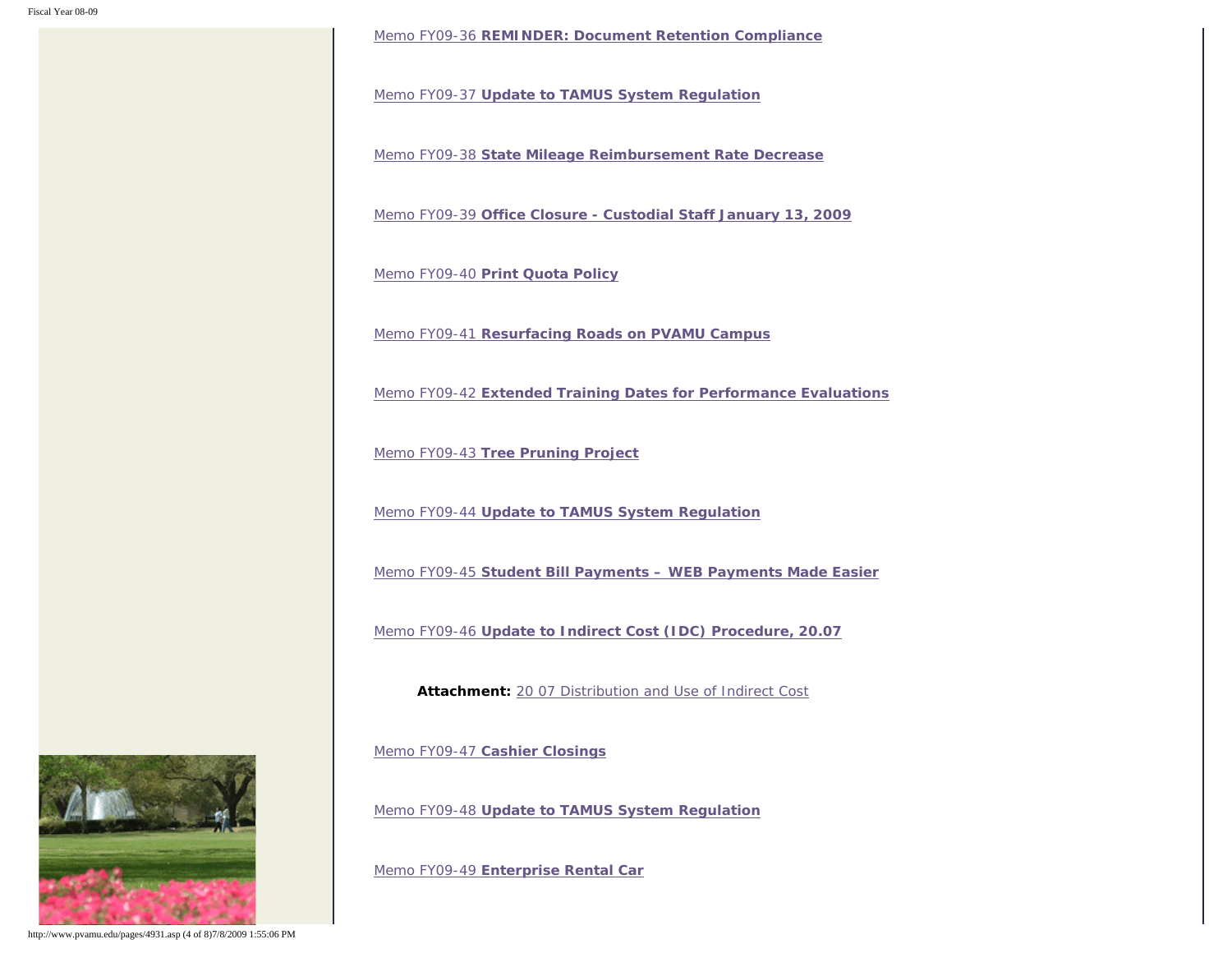Memo FY09-36 **REMINDER: Document Retention Compliance**

Memo FY09-37 **Update to TAMUS System Regulation**

Memo FY09-38 **State Mileage Reimbursement Rate Decrease**

Memo FY09-39 **Office Closure - Custodial Staff January 13, 2009**

Memo FY09-40 **Print Quota Policy**

Memo FY09-41 **Resurfacing Roads on PVAMU Campus**

Memo FY09-42 **Extended Training Dates for Performance Evaluations**

Memo FY09-43 **Tree Pruning Project**

Memo FY09-44 **Update to TAMUS System Regulation**

Memo FY09-45 **Student Bill Payments – WEB Payments Made Easier**

Memo FY09-46 **Update to Indirect Cost (IDC) Procedure, 20.07**

**Attachment:** 20 07 Distribution and Use of Indirect Cost

Memo FY09-47 **Cashier Closings**

Memo FY09-48 **Update to TAMUS System Regulation**

Memo FY09-49 **Enterprise Rental Car**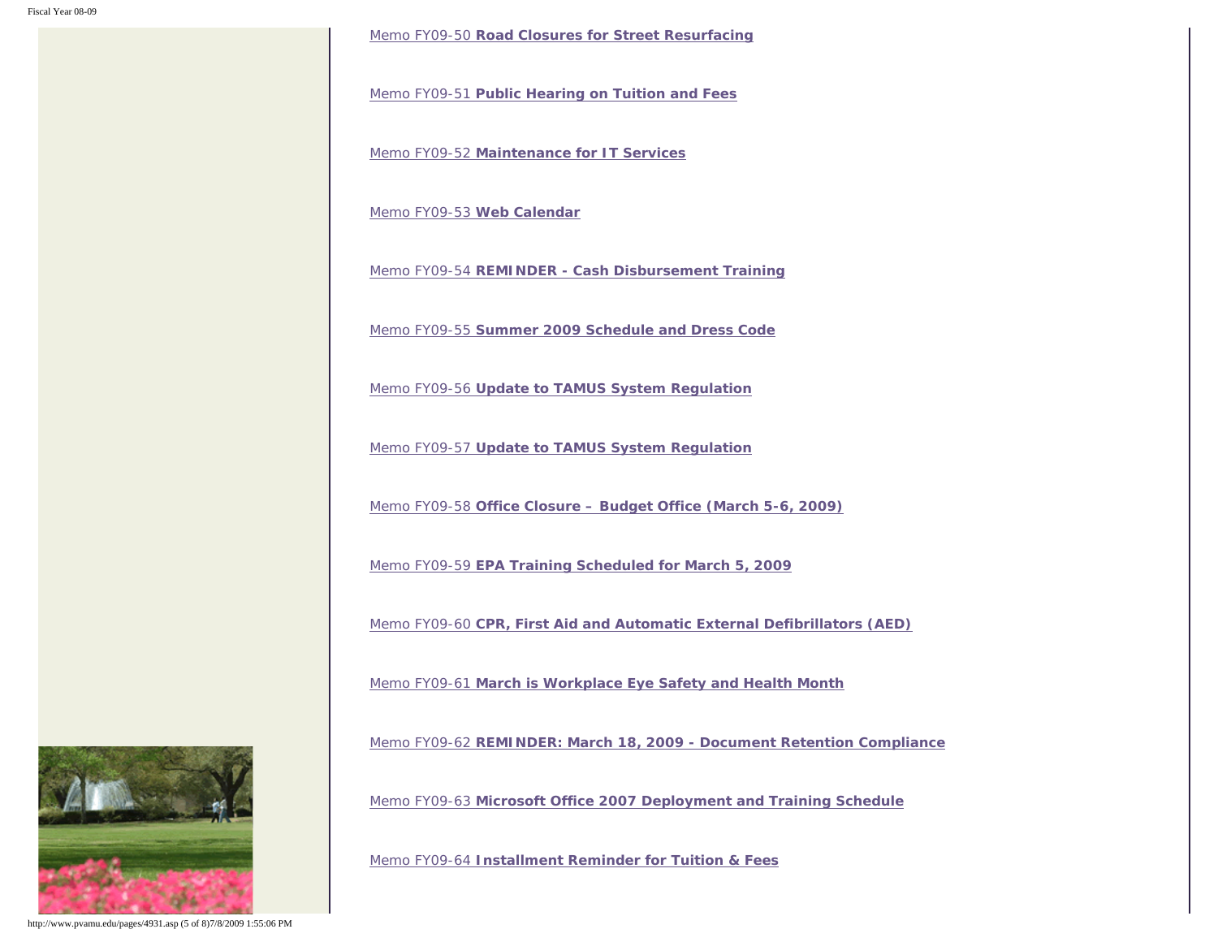Memo FY09-50 **Road Closures for Street Resurfacing**

Memo FY09-51 **Public Hearing on Tuition and Fees**

Memo FY09-52 **Maintenance for IT Services**

Memo FY09-53 **Web Calendar**

Memo FY09-54 **REMINDER - Cash Disbursement Training**

Memo FY09-55 **Summer 2009 Schedule and Dress Code**

Memo FY09-56 **Update to TAMUS System Regulation**

Memo FY09-57 **Update to TAMUS System Regulation**

Memo FY09-58 **Office Closure – Budget Office (March 5-6, 2009)**

Memo FY09-59 **EPA Training Scheduled for March 5, 2009**

Memo FY09-60 **CPR, First Aid and Automatic External Defibrillators (AED)**

Memo FY09-61 **March is Workplace Eye Safety and Health Month**

Memo FY09-62 **REMINDER: March 18, 2009 - Document Retention Compliance**

Memo FY09-63 **Microsoft Office 2007 Deployment and Training Schedule**

Memo FY09-64 **Installment Reminder for Tuition & Fees**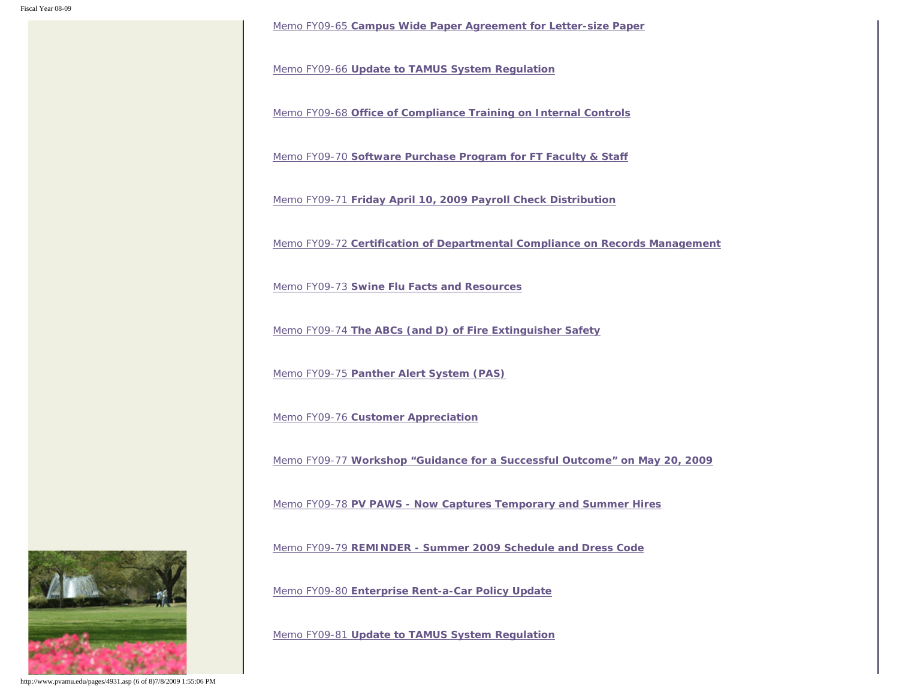Memo FY09-65 **Campus Wide Paper Agreement for Letter-size Paper**

Memo FY09-66 **Update to TAMUS System Regulation**

Memo FY09-68 **Office of Compliance Training on Internal Controls**

Memo FY09-70 **Software Purchase Program for FT Faculty & Staff**

Memo FY09-71 **Friday April 10, 2009 Payroll Check Distribution**

Memo FY09-72 **Certification of Departmental Compliance on Records Management**

Memo FY09-73 **Swine Flu Facts and Resources**

Memo FY09-74 **The ABCs (and D) of Fire Extinguisher Safety**

Memo FY09-75 **Panther Alert System (PAS)**

Memo FY09-76 **Customer Appreciation**

Memo FY09-77 **Workshop "Guidance for a Successful Outcome" on May 20, 2009**

Memo FY09-78 **PV PAWS - Now Captures Temporary and Summer Hires**

Memo FY09-79 **REMINDER - Summer 2009 Schedule and Dress Code**

Memo FY09-80 **Enterprise Rent-a-Car Policy Update**

Memo FY09-81 **Update to TAMUS System Regulation**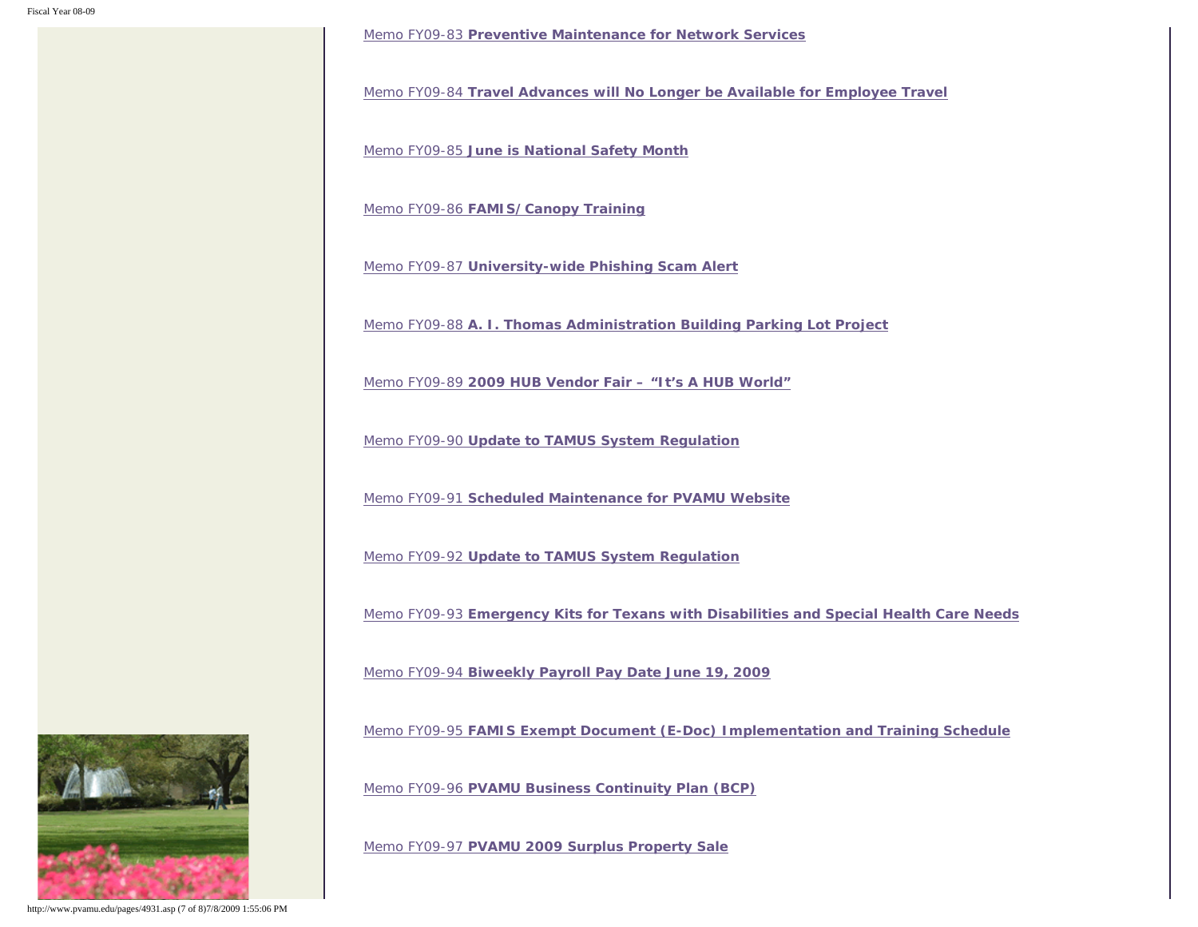Memo FY09-83 **Preventive Maintenance for Network Services**

Memo FY09-84 **Travel Advances will No Longer be Available for Employee Travel**

Memo FY09-85 **June is National Safety Month**

Memo FY09-86 **FAMIS/Canopy Training**

Memo FY09-87 **University-wide Phishing Scam Alert**

Memo FY09-88 **A. I. Thomas Administration Building Parking Lot Project**

Memo FY09-89 **2009 HUB Vendor Fair – "It's A HUB World"**

Memo FY09-90 **Update to TAMUS System Regulation**

Memo FY09-91 **Scheduled Maintenance for PVAMU Website**

Memo FY09-92 **Update to TAMUS System Regulation**

Memo FY09-93 **Emergency Kits for Texans with Disabilities and Special Health Care Needs**

Memo FY09-94 **Biweekly Payroll Pay Date June 19, 2009**

Memo FY09-95 **FAMIS Exempt Document (E-Doc) Implementation and Training Schedule**

Memo FY09-96 **PVAMU Business Continuity Plan (BCP)**

Memo FY09-97 **PVAMU 2009 Surplus Property Sale**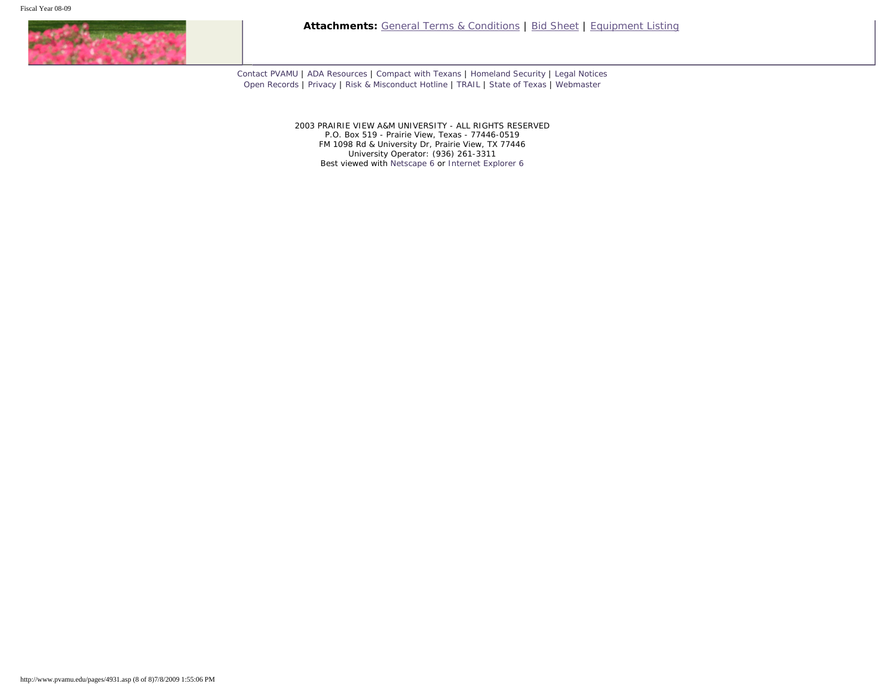**Attachments:** General Terms & Conditions | Bid Sheet | Equipment Listing

Contact PVAMU | ADA Resources | Compact with Texans | Homeland Security | Legal Notices
Open Records | Privacy | Risk & Misconduct Hotline | TRAIL | State of Texas | Webmaster

2003 PRAIRIE VIEW A&M UNIVERSITY - ALL RIGHTS RESERVED
P.O. Box 519 - Prairie View, Texas - 77446-0519
FM 1098 Rd & University Dr, Prairie View, TX 77446
University Operator: (936) 261-3311
Best viewed with Netscape 6 or Internet Explorer 6